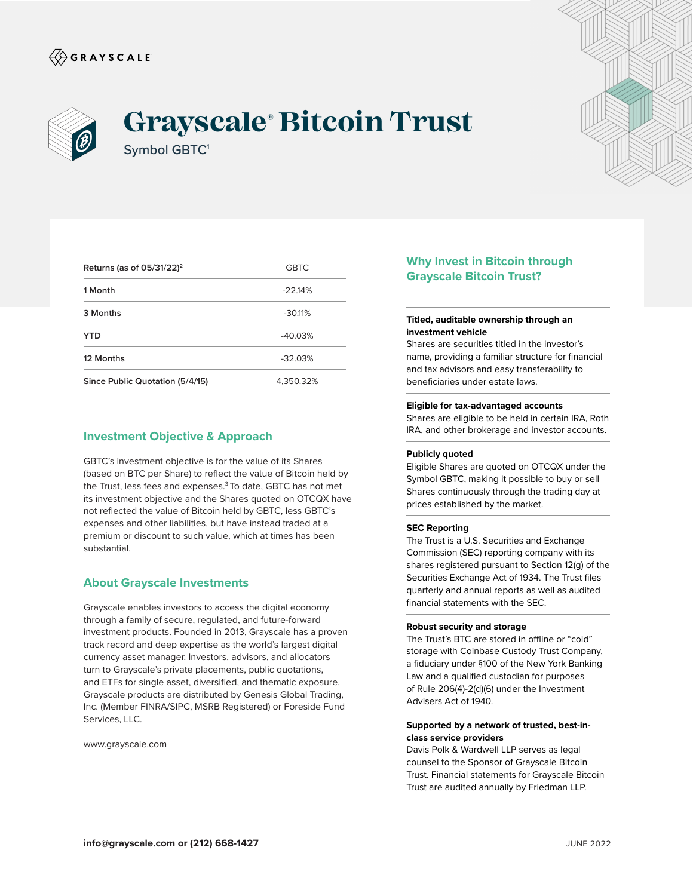GRAYSCALE

# Grayscale® Bitcoin Trust

Symbol GBTC[1]

| Returns (as of 05/31/22)[2] | GBTC |
|---|---|
| 1 Month | -22.14% |
| 3 Months | -30.11% |
| YTD | -40.03% |
| 12 Months | -32.03% |
| Since Public Quotation (5/4/15) | 4,350.32% |

## Investment Objective & Approach

GBTC's investment objective is for the value of its Shares (based on BTC per Share) to reflect the value of Bitcoin held by the Trust, less fees and expenses.[3] To date, GBTC has not met its investment objective and the Shares quoted on OTCQX have not reflected the value of Bitcoin held by GBTC, less GBTC's expenses and other liabilities, but have instead traded at a premium or discount to such value, which at times has been substantial.

## About Grayscale Investments

Grayscale enables investors to access the digital economy through a family of secure, regulated, and future-forward investment products. Founded in 2013, Grayscale has a proven track record and deep expertise as the world's largest digital currency asset manager. Investors, advisors, and allocators turn to Grayscale's private placements, public quotations, and ETFs for single asset, diversified, and thematic exposure. Grayscale products are distributed by Genesis Global Trading, Inc. (Member FINRA/SIPC, MSRB Registered) or Foreside Fund Services, LLC.

www.grayscale.com

## Why Invest in Bitcoin through Grayscale Bitcoin Trust?

**Titled, auditable ownership through an investment vehicle**
Shares are securities titled in the investor's name, providing a familiar structure for financial and tax advisors and easy transferability to beneficiaries under estate laws.

**Eligible for tax-advantaged accounts**
Shares are eligible to be held in certain IRA, Roth IRA, and other brokerage and investor accounts.

**Publicly quoted**
Eligible Shares are quoted on OTCQX under the Symbol GBTC, making it possible to buy or sell Shares continuously through the trading day at prices established by the market.

**SEC Reporting**
The Trust is a U.S. Securities and Exchange Commission (SEC) reporting company with its shares registered pursuant to Section 12(g) of the Securities Exchange Act of 1934. The Trust files quarterly and annual reports as well as audited financial statements with the SEC.

**Robust security and storage**
The Trust's BTC are stored in offline or "cold" storage with Coinbase Custody Trust Company, a fiduciary under §100 of the New York Banking Law and a qualified custodian for purposes of Rule 206(4)-2(d)(6) under the Investment Advisers Act of 1940.

**Supported by a network of trusted, best-in-class service providers**
Davis Polk & Wardwell LLP serves as legal counsel to the Sponsor of Grayscale Bitcoin Trust. Financial statements for Grayscale Bitcoin Trust are audited annually by Friedman LLP.

**info@grayscale.com or (212) 668-1427**

JUNE 2022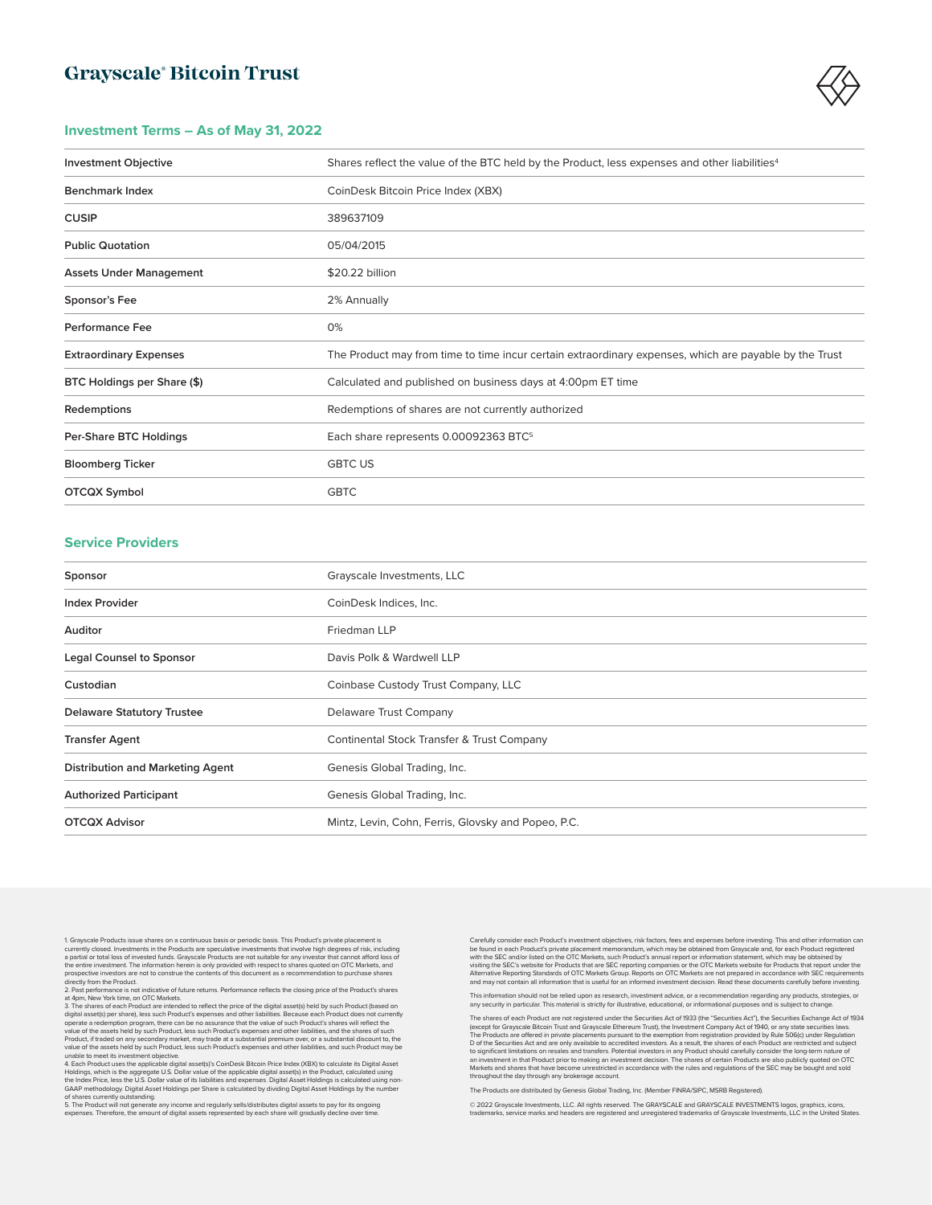# Grayscale® Bitcoin Trust

## Investment Terms – As of May 31, 2022

| | |
|---|---|
| Investment Objective | Shares reflect the value of the BTC held by the Product, less expenses and other liabilities[4] |
| Benchmark Index | CoinDesk Bitcoin Price Index (XBX) |
| CUSIP | 389637109 |
| Public Quotation | 05/04/2015 |
| Assets Under Management | $20.22 billion |
| Sponsor's Fee | 2% Annually |
| Performance Fee | 0% |
| Extraordinary Expenses | The Product may from time to time incur certain extraordinary expenses, which are payable by the Trust |
| BTC Holdings per Share ($) | Calculated and published on business days at 4:00pm ET time |
| Redemptions | Redemptions of shares are not currently authorized |
| Per-Share BTC Holdings | Each share represents 0.00092363 BTC[5] |
| Bloomberg Ticker | GBTC US |
| OTCQX Symbol | GBTC |

## Service Providers

| | |
|---|---|
| Sponsor | Grayscale Investments, LLC |
| Index Provider | CoinDesk Indices, Inc. |
| Auditor | Friedman LLP |
| Legal Counsel to Sponsor | Davis Polk & Wardwell LLP |
| Custodian | Coinbase Custody Trust Company, LLC |
| Delaware Statutory Trustee | Delaware Trust Company |
| Transfer Agent | Continental Stock Transfer & Trust Company |
| Distribution and Marketing Agent | Genesis Global Trading, Inc. |
| Authorized Participant | Genesis Global Trading, Inc. |
| OTCQX Advisor | Mintz, Levin, Cohn, Ferris, Glovsky and Popeo, P.C. |

1. Grayscale Products issue shares on a continuous basis or periodic basis. This Product's private placement is currently closed. Investments in the Products are speculative investments that involve high degrees of risk, including a partial or total loss of invested funds. Grayscale Products are not suitable for any investor that cannot afford loss of the entire investment. The information herein is only provided with respect to shares quoted on OTC Markets, and prospective investors are not to construe the contents of this document as a recommendation to purchase shares directly from the Product.
2. Past performance is not indicative of future returns. Performance reflects the closing price of the Product's shares at 4pm, New York time, on OTC Markets.
3. The shares of each Product are intended to reflect the price of the digital asset(s) held by such Product (based on digital asset(s) per share), less such Product's expenses and other liabilities. Because each Product does not currently operate a redemption program, there can be no assurance that the value of such Product's shares will reflect the value of the assets held by such Product, less such Product's expenses and other liabilities, and the shares of such Product, if traded on any secondary market, may trade at a substantial premium over, or a substantial discount to, the value of the assets held by such Product, less such Product's expenses and other liabilities, and such Product may be unable to meet its investment objective.
4. Each Product uses the applicable digital asset(s)'s CoinDesk Bitcoin Price Index (XBX) to calculate its Digital Asset Holdings, which is the aggregate U.S. Dollar value of the applicable digital asset(s) in the Product, calculated using the Index Price, less the U.S. Dollar value of its liabilities and expenses. Digital Asset Holdings is calculated using non-GAAP methodology. Digital Asset Holdings per Share is calculated by dividing Digital Asset Holdings by the number of shares currently outstanding.
5. The Product will not generate any income and regularly sells/distributes digital assets to pay for its ongoing expenses. Therefore, the amount of digital assets represented by each share will gradually decline over time.

Carefully consider each Product's investment objectives, risk factors, fees and expenses before investing. This and other information can be found in each Product's private placement memorandum, which may be obtained from Grayscale and, for each Product registered with the SEC and/or listed on the OTC Markets, such Product's annual report or information statement, which may be obtained by visiting the SEC's website for Products that are SEC reporting companies or the OTC Markets website for Products that report under the Alternative Reporting Standards of OTC Markets Group. Reports on OTC Markets are not prepared in accordance with SEC requirements and may not contain all information that is useful for an informed investment decision. Read these documents carefully before investing.

This information should not be relied upon as research, investment advice, or a recommendation regarding any products, strategies, or any security in particular. This material is strictly for illustrative, educational, or informational purposes and is subject to change.

The shares of each Product are not registered under the Securities Act of 1933 (the "Securities Act"), the Securities Exchange Act of 1934 (except for Grayscale Bitcoin Trust and Grayscale Ethereum Trust), the Investment Company Act of 1940, or any state securities laws. The Products are offered in private placements pursuant to the exemption from registration provided by Rule 506(c) under Regulation D of the Securities Act and are only available to accredited investors. As a result, the shares of each Product are restricted and subject to significant limitations on resales and transfers. Potential investors in any Product should carefully consider the long-term nature of an investment in that Product prior to making an investment decision. The shares of certain Products are also publicly quoted on OTC Markets and shares that have become unrestricted in accordance with the rules and regulations of the SEC may be bought and sold throughout the day through any brokerage account.

The Products are distributed by Genesis Global Trading, Inc. (Member FINRA/SIPC, MSRB Registered).

© 2022 Grayscale Investments, LLC. All rights reserved. The GRAYSCALE and GRAYSCALE INVESTMENTS logos, graphics, icons, trademarks, service marks and headers are registered and unregistered trademarks of Grayscale Investments, LLC in the United States.